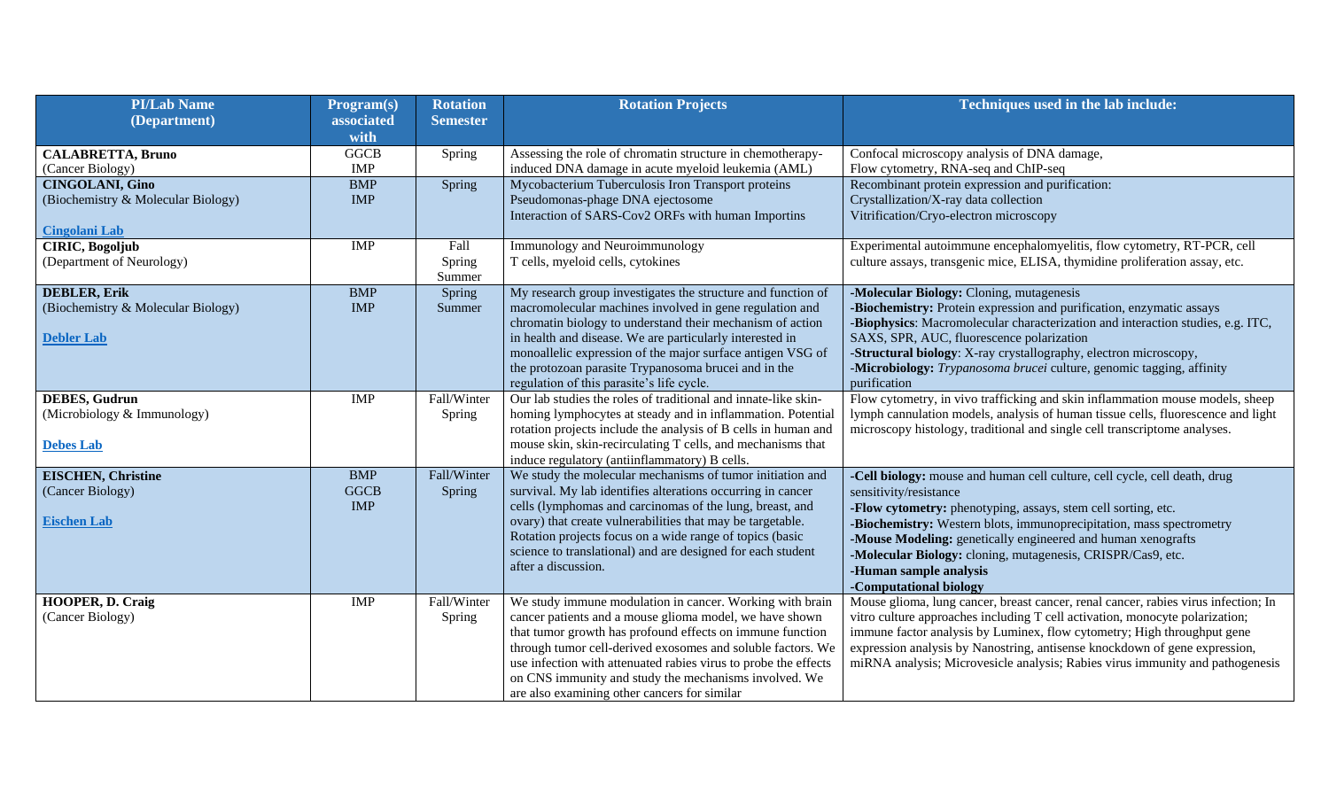| PI/Lab Name (Department) | Program(s) associated with | Rotation Semester | Rotation Projects | Techniques used in the lab include: |
| --- | --- | --- | --- | --- |
| **CALABRETTA, Bruno**<br>(Cancer Biology) | GGCB<br>IMP | Spring | Assessing the role of chromatin structure in chemotherapy-induced DNA damage in acute myeloid leukemia (AML) | Confocal microscopy analysis of DNA damage,<br>Flow cytometry, RNA-seq and ChIP-seq |
| **CINGOLANI, Gino**<br>(Biochemistry & Molecular Biology)<br><br>Cingolani Lab | BMP<br>IMP | Spring | Mycobacterium Tuberculosis Iron Transport proteins<br>Pseudomonas-phage DNA ejectosome<br>Interaction of SARS-Cov2 ORFs with human Importins | Recombinant protein expression and purification:<br>Crystallization/X-ray data collection<br>Vitrification/Cryo-electron microscopy |
| **CIRIC, Bogoljub**<br>(Department of Neurology) | IMP | Fall<br>Spring<br>Summer | Immunology and Neuroimmunology<br>T cells, myeloid cells, cytokines | Experimental autoimmune encephalomyelitis, flow cytometry, RT-PCR, cell culture assays, transgenic mice, ELISA, thymidine proliferation assay, etc. |
| **DEBLER, Erik**<br>(Biochemistry & Molecular Biology)<br><br>Debler Lab | BMP<br>IMP | Spring<br>Summer | My research group investigates the structure and function of macromolecular machines involved in gene regulation and chromatin biology to understand their mechanism of action in health and disease. We are particularly interested in monoallelic expression of the major surface antigen VSG of the protozoan parasite Trypanosoma brucei and in the regulation of this parasite's life cycle. | -**Molecular Biology:** Cloning, mutagenesis<br>-**Biochemistry:** Protein expression and purification, enzymatic assays<br>-**Biophysics**: Macromolecular characterization and interaction studies, e.g. ITC, SAXS, SPR, AUC, fluorescence polarization<br>-**Structural biology**: X-ray crystallography, electron microscopy,<br>-**Microbiology:** *Trypanosoma brucei* culture, genomic tagging, affinity purification |
| **DEBES, Gudrun**<br>(Microbiology & Immunology)<br><br>Debes Lab | IMP | Fall/Winter<br>Spring | Our lab studies the roles of traditional and innate-like skin-homing lymphocytes at steady and in inflammation. Potential rotation projects include the analysis of B cells in human and mouse skin, skin-recirculating T cells, and mechanisms that induce regulatory (antiinflammatory) B cells. | Flow cytometry, in vivo trafficking and skin inflammation mouse models, sheep lymph cannulation models, analysis of human tissue cells, fluorescence and light microscopy histology, traditional and single cell transcriptome analyses. |
| **EISCHEN, Christine**<br>(Cancer Biology)<br><br>Eischen Lab | BMP<br>GGCB<br>IMP | Fall/Winter<br>Spring | We study the molecular mechanisms of tumor initiation and survival. My lab identifies alterations occurring in cancer cells (lymphomas and carcinomas of the lung, breast, and ovary) that create vulnerabilities that may be targetable. Rotation projects focus on a wide range of topics (basic science to translational) and are designed for each student after a discussion. | -**Cell biology:** mouse and human cell culture, cell cycle, cell death, drug sensitivity/resistance<br>-**Flow cytometry:** phenotyping, assays, stem cell sorting, etc.<br>-**Biochemistry:** Western blots, immunoprecipitation, mass spectrometry<br>-**Mouse Modeling:** genetically engineered and human xenografts<br>-**Molecular Biology:** cloning, mutagenesis, CRISPR/Cas9, etc.<br>-**Human sample analysis**<br>-**Computational biology** |
| **HOOPER, D. Craig**<br>(Cancer Biology) | IMP | Fall/Winter<br>Spring | We study immune modulation in cancer. Working with brain cancer patients and a mouse glioma model, we have shown that tumor growth has profound effects on immune function through tumor cell-derived exosomes and soluble factors. We use infection with attenuated rabies virus to probe the effects on CNS immunity and study the mechanisms involved. We are also examining other cancers for similar | Mouse glioma, lung cancer, breast cancer, renal cancer, rabies virus infection; In vitro culture approaches including T cell activation, monocyte polarization; immune factor analysis by Luminex, flow cytometry; High throughput gene expression analysis by Nanostring, antisense knockdown of gene expression, miRNA analysis; Microvesicle analysis; Rabies virus immunity and pathogenesis |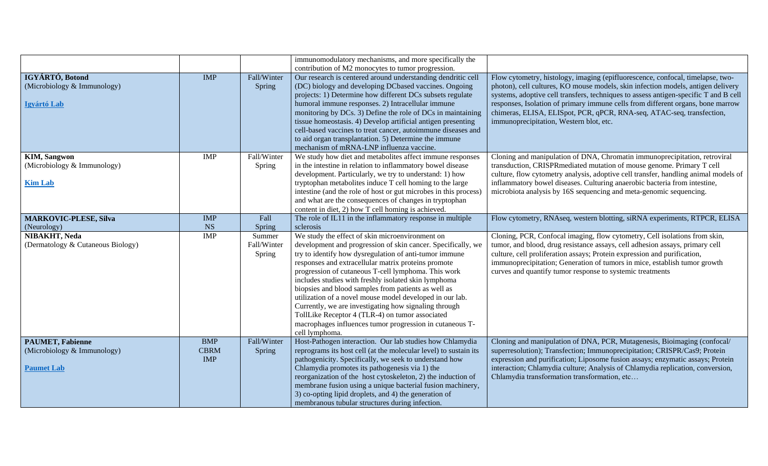| | | | | |
|---|---|---|---|---|
| | | | immunomodulatory mechanisms, and more specifically the contribution of M2 monocytes to tumor progression. | |
| **IGYÁRTÓ, Botond**<br>(Microbiology & Immunology)<br><br>**Igyártó Lab** | IMP | Fall/Winter<br>Spring | Our research is centered around understanding dendritic cell (DC) biology and developing DCbased vaccines. Ongoing projects: 1) Determine how different DCs subsets regulate humoral immune responses. 2) Intracellular immune monitoring by DCs. 3) Define the role of DCs in maintaining tissue homeostasis. 4) Develop artificial antigen presenting cell-based vaccines to treat cancer, autoimmune diseases and to aid organ transplantation. 5) Determine the immune mechanism of mRNA-LNP influenza vaccine. | Flow cytometry, histology, imaging (epifluorescence, confocal, timelapse, two-photon), cell cultures, KO mouse models, skin infection models, antigen delivery systems, adoptive cell transfers, techniques to assess antigen-specific T and B cell responses, Isolation of primary immune cells from different organs, bone marrow chimeras, ELISA, ELISpot, PCR, qPCR, RNA-seq, ATAC-seq, transfection, immunoprecipitation, Western blot, etc. |
| **KIM, Sangwon**<br>(Microbiology & Immunology)<br><br>**Kim Lab** | IMP | Fall/Winter<br>Spring | We study how diet and metabolites affect immune responses in the intestine in relation to inflammatory bowel disease development. Particularly, we try to understand: 1) how tryptophan metabolites induce T cell homing to the large intestine (and the role of host or gut microbes in this process) and what are the consequences of changes in tryptophan content in diet, 2) how T cell homing is achieved. | Cloning and manipulation of DNA, Chromatin immunoprecipitation, retroviral transduction, CRISPRmediated mutation of mouse genome. Primary T cell culture, flow cytometry analysis, adoptive cell transfer, handling animal models of inflammatory bowel diseases. Culturing anaerobic bacteria from intestine, microbiota analysis by 16S sequencing and meta-genomic sequencing. |
| **MARKOVIC-PLESE, Silva**<br>(Neurology) | IMP<br>NS | Fall<br>Spring | The role of IL11 in the inflammatory response in multiple sclerosis | Flow cytometry, RNAseq, western blotting, siRNA experiments, RTPCR, ELISA |
| **NIBAKHT, Neda**<br>(Dermatology & Cutaneous Biology) | IMP | Summer<br>Fall/Winter<br>Spring | We study the effect of skin microenvironment on development and progression of skin cancer. Specifically, we try to identify how dysregulation of anti-tumor immune responses and extracellular matrix proteins promote progression of cutaneous T-cell lymphoma. This work includes studies with freshly isolated skin lymphoma biopsies and blood samples from patients as well as utilization of a novel mouse model developed in our lab. Currently, we are investigating how signaling through TollLike Receptor 4 (TLR-4) on tumor associated macrophages influences tumor progression in cutaneous T-cell lymphoma. | Cloning, PCR, Confocal imaging, flow cytometry, Cell isolations from skin, tumor, and blood, drug resistance assays, cell adhesion assays, primary cell culture, cell proliferation assays; Protein expression and purification, immunoprecipitation; Generation of tumors in mice, establish tumor growth curves and quantify tumor response to systemic treatments |
| **PAUMET, Fabienne**<br>(Microbiology & Immunology)<br><br>**Paumet Lab** | BMP<br>CBRM<br>IMP | Fall/Winter<br>Spring | Host-Pathogen interaction. Our lab studies how Chlamydia reprograms its host cell (at the molecular level) to sustain its pathogenicity. Specifically, we seek to understand how Chlamydia promotes its pathogenesis via 1) the reorganization of the host cytoskeleton, 2) the induction of membrane fusion using a unique bacterial fusion machinery, 3) co-opting lipid droplets, and 4) the generation of membranous tubular structures during infection. | Cloning and manipulation of DNA, PCR, Mutagenesis, Bioimaging (confocal/ superresolution); Transfection; Immunoprecipitation; CRISPR/Cas9; Protein expression and purification; Liposome fusion assays; enzymatic assays; Protein interaction; Chlamydia culture; Analysis of Chlamydia replication, conversion, Chlamydia transformation transformation, etc… |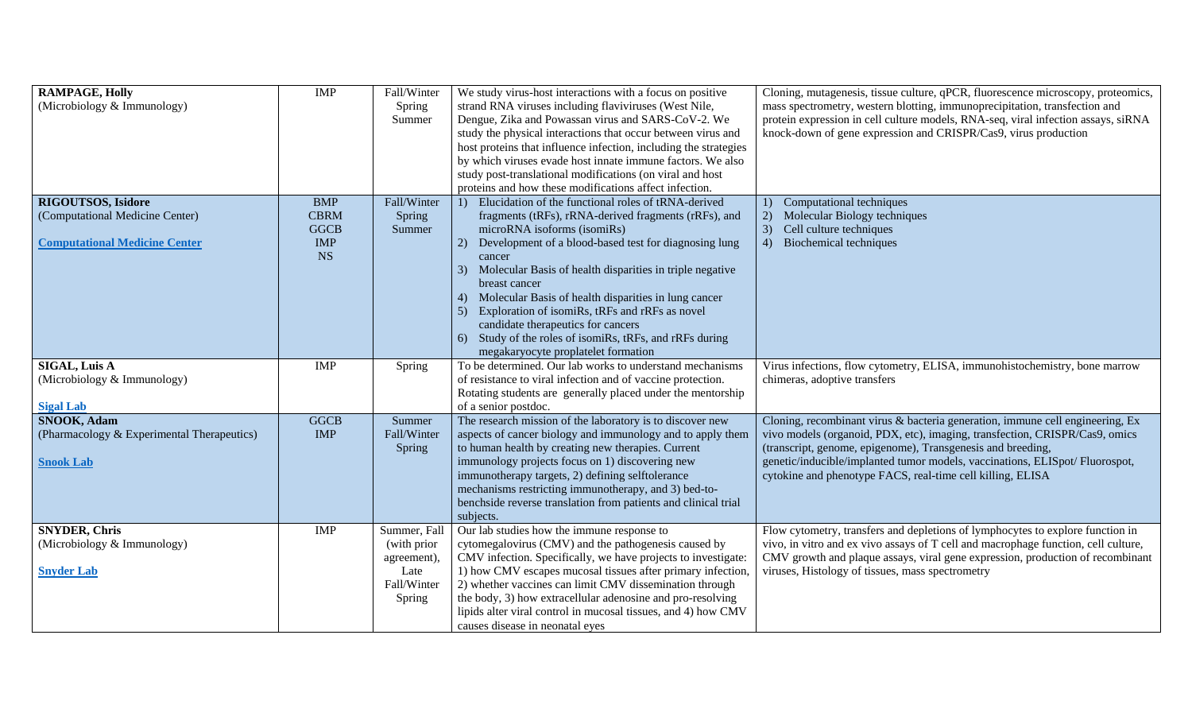| | | | | |
|---|---|---|---|---|
| **RAMPAGE, Holly**<br>(Microbiology & Immunology) | IMP | Fall/Winter<br>Spring<br>Summer | We study virus-host interactions with a focus on positive strand RNA viruses including flaviviruses (West Nile, Dengue, Zika and Powassan virus and SARS-CoV-2. We study the physical interactions that occur between virus and host proteins that influence infection, including the strategies by which viruses evade host innate immune factors. We also study post-translational modifications (on viral and host proteins and how these modifications affect infection. | Cloning, mutagenesis, tissue culture, qPCR, fluorescence microscopy, proteomics, mass spectrometry, western blotting, immunoprecipitation, transfection and protein expression in cell culture models, RNA-seq, viral infection assays, siRNA knock-down of gene expression and CRISPR/Cas9, virus production |
| **RIGOUTSOS, Isidore**<br>(Computational Medicine Center)<br><br>**Computational Medicine Center** | BMP<br>CBRM<br>GGCB<br>IMP<br>NS | Fall/Winter<br>Spring<br>Summer | 1) Elucidation of the functional roles of tRNA-derived fragments (tRFs), rRNA-derived fragments (rRFs), and microRNA isoforms (isomiRs)<br>2) Development of a blood-based test for diagnosing lung cancer<br>3) Molecular Basis of health disparities in triple negative breast cancer<br>4) Molecular Basis of health disparities in lung cancer<br>5) Exploration of isomiRs, tRFs and rRFs as novel candidate therapeutics for cancers<br>6) Study of the roles of isomiRs, tRFs, and rRFs during megakaryocyte proplatelet formation | 1) Computational techniques<br>2) Molecular Biology techniques<br>3) Cell culture techniques<br>4) Biochemical techniques |
| **SIGAL, Luis A**<br>(Microbiology & Immunology)<br><br>**Sigal Lab** | IMP | Spring | To be determined. Our lab works to understand mechanisms of resistance to viral infection and of vaccine protection. Rotating students are generally placed under the mentorship of a senior postdoc. | Virus infections, flow cytometry, ELISA, immunohistochemistry, bone marrow chimeras, adoptive transfers |
| **SNOOK, Adam**<br>(Pharmacology & Experimental Therapeutics)<br><br>**Snook Lab** | GGCB<br>IMP | Summer<br>Fall/Winter<br>Spring | The research mission of the laboratory is to discover new aspects of cancer biology and immunology and to apply them to human health by creating new therapies. Current immunology projects focus on 1) discovering new immunotherapy targets, 2) defining selftolerance mechanisms restricting immunotherapy, and 3) bed-to-benchside reverse translation from patients and clinical trial subjects. | Cloning, recombinant virus & bacteria generation, immune cell engineering, Ex vivo models (organoid, PDX, etc), imaging, transfection, CRISPR/Cas9, omics (transcript, genome, epigenome), Transgenesis and breeding, genetic/inducible/implanted tumor models, vaccinations, ELISpot/ Fluorospot, cytokine and phenotype FACS, real-time cell killing, ELISA |
| **SNYDER, Chris**<br>(Microbiology & Immunology)<br><br>**Snyder Lab** | IMP | Summer, Fall (with prior agreement), Late Fall/Winter Spring | Our lab studies how the immune response to cytomegalovirus (CMV) and the pathogenesis caused by CMV infection. Specifically, we have projects to investigate: 1) how CMV escapes mucosal tissues after primary infection, 2) whether vaccines can limit CMV dissemination through the body, 3) how extracellular adenosine and pro-resolving lipids alter viral control in mucosal tissues, and 4) how CMV causes disease in neonatal eyes | Flow cytometry, transfers and depletions of lymphocytes to explore function in vivo, in vitro and ex vivo assays of T cell and macrophage function, cell culture, CMV growth and plaque assays, viral gene expression, production of recombinant viruses, Histology of tissues, mass spectrometry |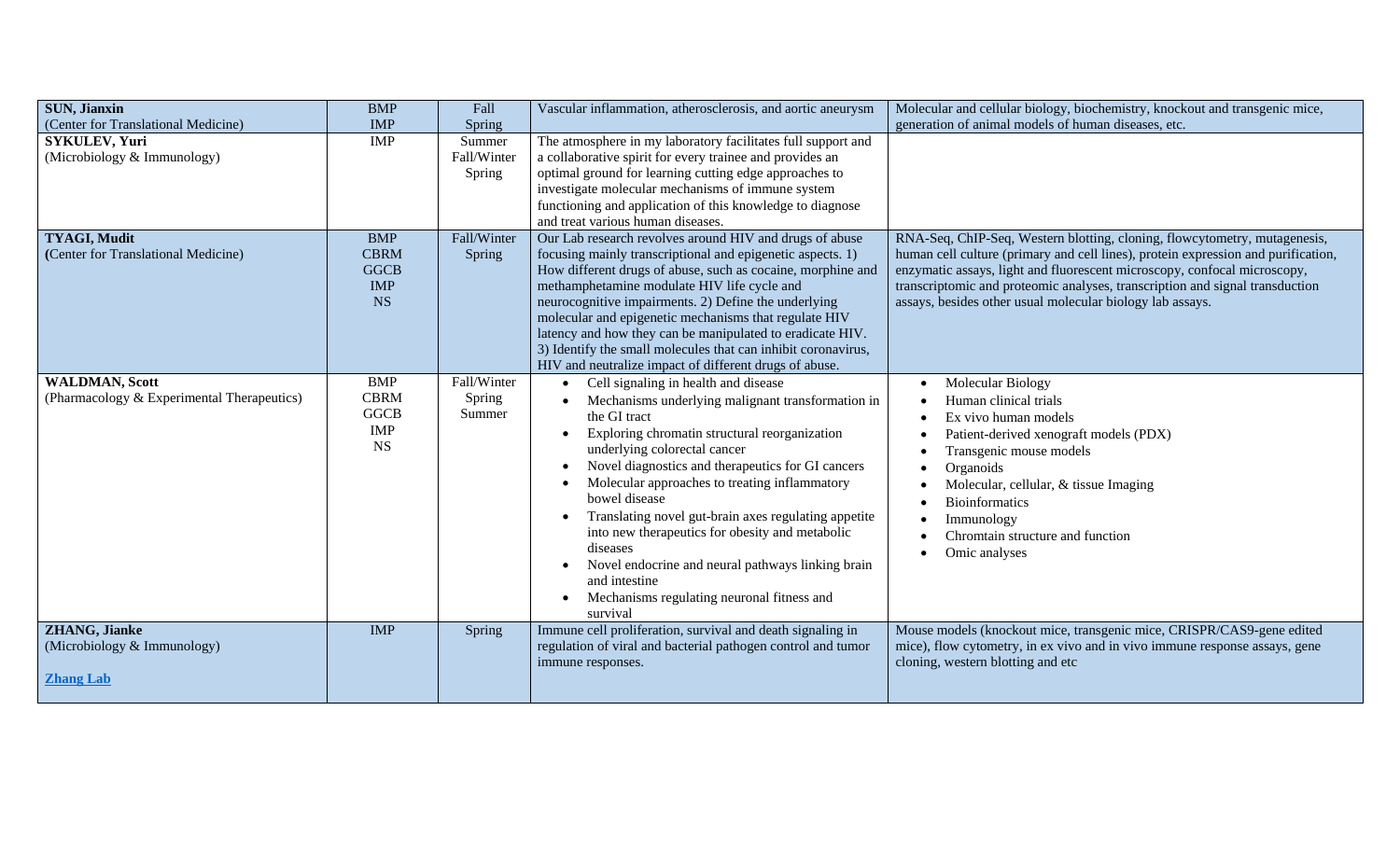| | | | | |
|---|---|---|---|---|
| **SUN, Jianxin**<br>(Center for Translational Medicine) | BMP<br>IMP | Fall<br>Spring | Vascular inflammation, atherosclerosis, and aortic aneurysm | Molecular and cellular biology, biochemistry, knockout and transgenic mice, generation of animal models of human diseases, etc. |
| **SYKULEV, Yuri**<br>(Microbiology & Immunology) | IMP | Summer<br>Fall/Winter<br>Spring | The atmosphere in my laboratory facilitates full support and a collaborative spirit for every trainee and provides an optimal ground for learning cutting edge approaches to investigate molecular mechanisms of immune system functioning and application of this knowledge to diagnose and treat various human diseases. | |
| **TYAGI, Mudit**<br>**(**Center for Translational Medicine) | BMP<br>CBRM<br>GGCB<br>IMP<br>NS | Fall/Winter<br>Spring | Our Lab research revolves around HIV and drugs of abuse focusing mainly transcriptional and epigenetic aspects. 1) How different drugs of abuse, such as cocaine, morphine and methamphetamine modulate HIV life cycle and neurocognitive impairments. 2) Define the underlying molecular and epigenetic mechanisms that regulate HIV latency and how they can be manipulated to eradicate HIV. 3) Identify the small molecules that can inhibit coronavirus, HIV and neutralize impact of different drugs of abuse. | RNA-Seq, ChIP-Seq, Western blotting, cloning, flowcytometry, mutagenesis, human cell culture (primary and cell lines), protein expression and purification, enzymatic assays, light and fluorescent microscopy, confocal microscopy, transcriptomic and proteomic analyses, transcription and signal transduction assays, besides other usual molecular biology lab assays. |
| **WALDMAN, Scott**<br>(Pharmacology & Experimental Therapeutics) | BMP<br>CBRM<br>GGCB<br>IMP<br>NS | Fall/Winter<br>Spring<br>Summer | • Cell signaling in health and disease<br>• Mechanisms underlying malignant transformation in the GI tract<br>• Exploring chromatin structural reorganization underlying colorectal cancer<br>• Novel diagnostics and therapeutics for GI cancers<br>• Molecular approaches to treating inflammatory bowel disease<br>• Translating novel gut-brain axes regulating appetite into new therapeutics for obesity and metabolic diseases<br>• Novel endocrine and neural pathways linking brain and intestine<br>• Mechanisms regulating neuronal fitness and survival | • Molecular Biology<br>• Human clinical trials<br>• Ex vivo human models<br>• Patient-derived xenograft models (PDX)<br>• Transgenic mouse models<br>• Organoids<br>• Molecular, cellular, & tissue Imaging<br>• Bioinformatics<br>• Immunology<br>• Chromtain structure and function<br>• Omic analyses |
| **ZHANG, Jianke**<br>(Microbiology & Immunology)<br><br>**Zhang Lab** | IMP | Spring | Immune cell proliferation, survival and death signaling in regulation of viral and bacterial pathogen control and tumor immune responses. | Mouse models (knockout mice, transgenic mice, CRISPR/CAS9-gene edited mice), flow cytometry, in ex vivo and in vivo immune response assays, gene cloning, western blotting and etc |